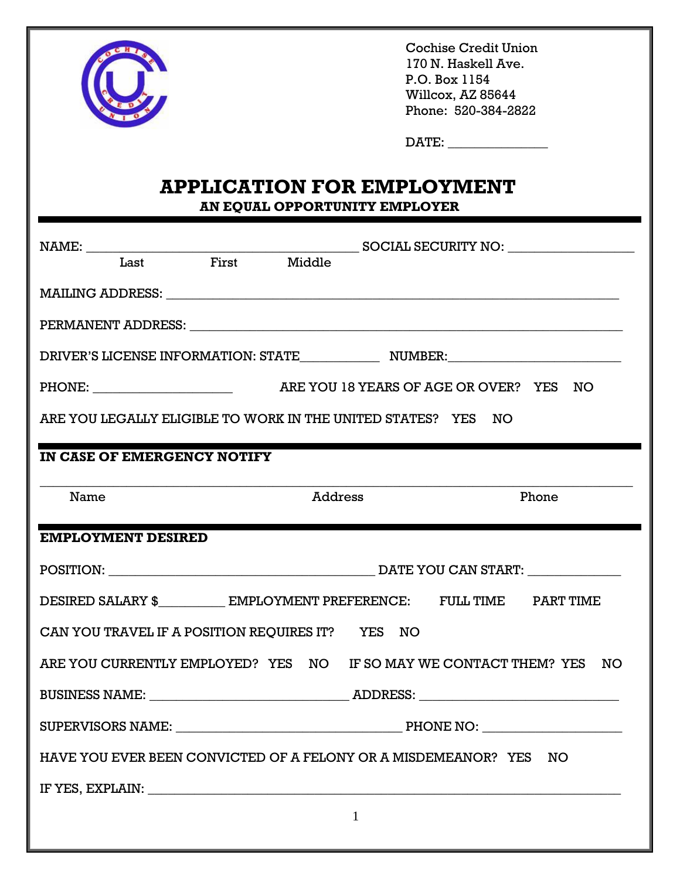Cochise Credit Union
170 N. Haskell Ave.
P.O. Box 1154
Willcox, AZ 85644
Phone: 520-384-2822

DATE: _______________

# APPLICATION FOR EMPLOYMENT

**AN EQUAL OPPORTUNITY EMPLOYER**

NAME: __________________________________________ SOCIAL SECURITY NO: ___________________
Last First Middle

MAILING ADDRESS: _______________________________________________________________________

PERMANENT ADDRESS: _____________________________________________________________________

DRIVER'S LICENSE INFORMATION: STATE____________ NUMBER:__________________________

PHONE: _____________________ ARE YOU 18 YEARS OF AGE OR OVER? YES NO

ARE YOU LEGALLY ELIGIBLE TO WORK IN THE UNITED STATES? YES NO

**IN CASE OF EMERGENCY NOTIFY**

______________________________________________________________________________________
Name Address Phone

**EMPLOYMENT DESIRED**

POSITION: _________________________________________ DATE YOU CAN START: ______________

DESIRED SALARY $__________ EMPLOYMENT PREFERENCE: FULL TIME PART TIME

CAN YOU TRAVEL IF A POSITION REQUIRES IT? YES NO

ARE YOU CURRENTLY EMPLOYED? YES NO IF SO MAY WE CONTACT THEM? YES NO

BUSINESS NAME: _______________________________ ADDRESS: _______________________________

SUPERVISORS NAME: ___________________________________ PHONE NO: _____________________

HAVE YOU EVER BEEN CONVICTED OF A FELONY OR A MISDEMEANOR? YES NO

IF YES, EXPLAIN: _______________________________________________________________________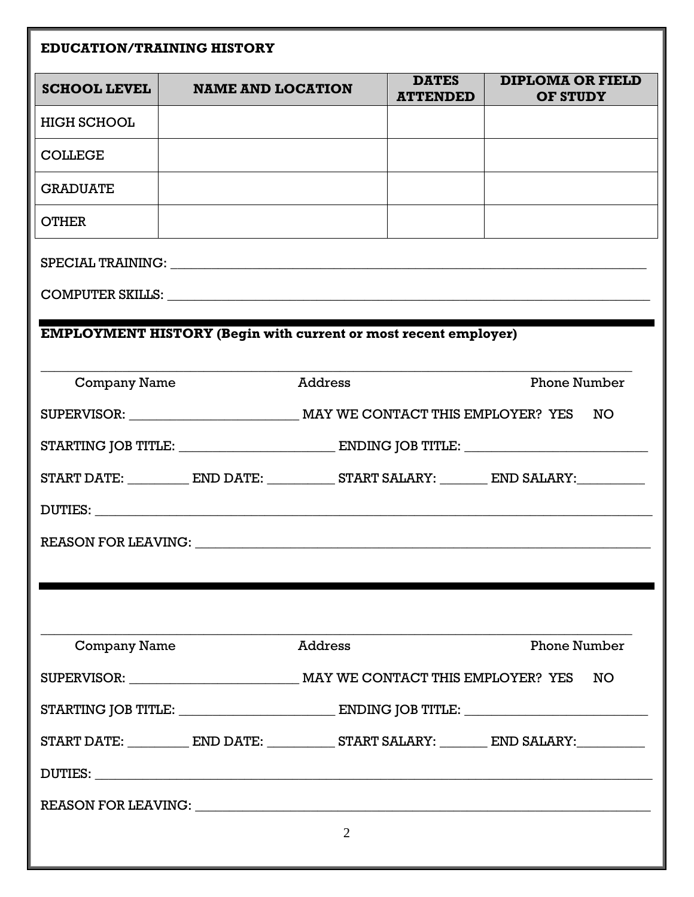## EDUCATION/TRAINING HISTORY

| SCHOOL LEVEL | NAME AND LOCATION | DATES ATTENDED | DIPLOMA OR FIELD OF STUDY |
|---|---|---|---|
| HIGH SCHOOL | | | |
| COLLEGE | | | |
| GRADUATE | | | |
| OTHER | | | |

SPECIAL TRAINING: ___________________________________________________________________________

COMPUTER SKILLS: ___________________________________________________________________________

## EMPLOYMENT HISTORY (Begin with current or most recent employer)

___________________________________________________________________________

Company Name                Address                Phone Number

SUPERVISOR: _________________________ MAY WE CONTACT THIS EMPLOYER? YES NO

STARTING JOB TITLE: _______________________ ENDING JOB TITLE: ___________________________

START DATE: _________ END DATE: __________ START SALARY: _______ END SALARY:__________

DUTIES: ___________________________________________________________________________

REASON FOR LEAVING: ___________________________________________________________________

---

___________________________________________________________________________

Company Name                Address                Phone Number

SUPERVISOR: _________________________ MAY WE CONTACT THIS EMPLOYER? YES NO

STARTING JOB TITLE: _______________________ ENDING JOB TITLE: ___________________________

START DATE: _________ END DATE: __________ START SALARY: _______ END SALARY:__________

DUTIES: ___________________________________________________________________________

REASON FOR LEAVING: ___________________________________________________________________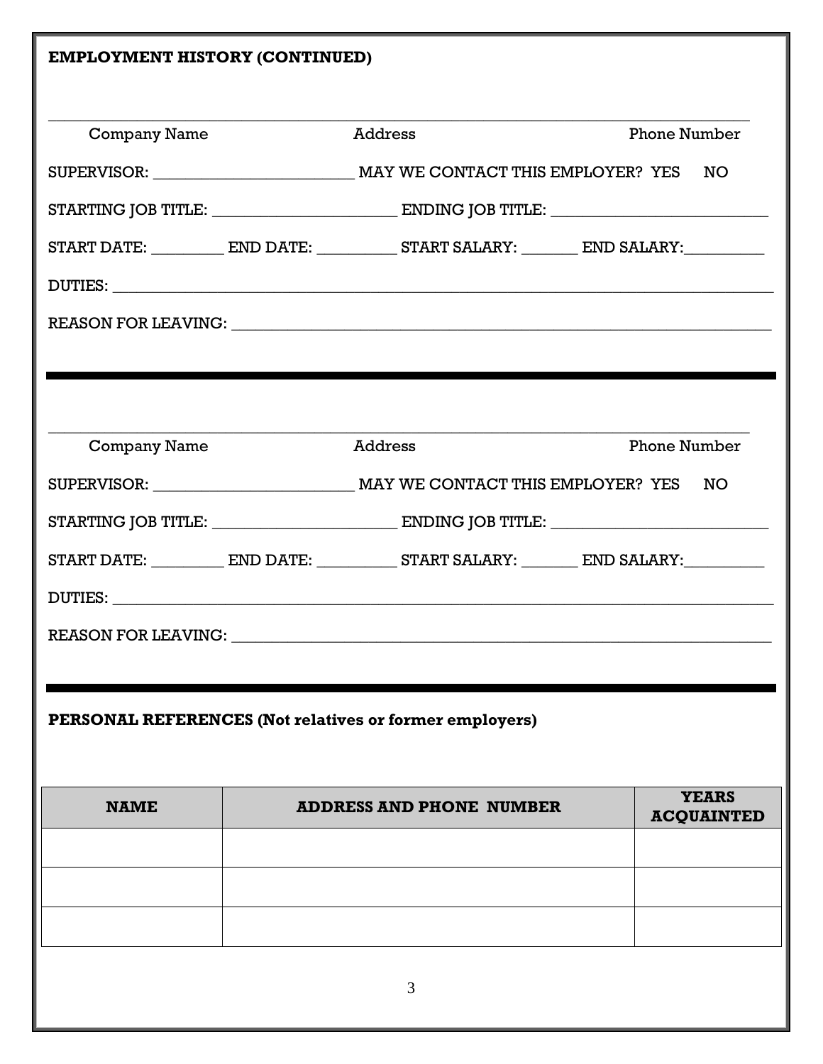**EMPLOYMENT HISTORY (CONTINUED)**

_______________________________________________________________________________

Company Name　　　　　　　　Address　　　　　　　　　　　Phone Number

SUPERVISOR: ________________________ MAY WE CONTACT THIS EMPLOYER? YES NO

STARTING JOB TITLE: ______________________ ENDING JOB TITLE: __________________________

START DATE: _________ END DATE: __________ START SALARY: _______ END SALARY:__________

DUTIES: _______________________________________________________________________________

REASON FOR LEAVING: ___________________________________________________________________

---

_______________________________________________________________________________

Company Name　　　　　　　　Address　　　　　　　　　　　Phone Number

SUPERVISOR: ________________________ MAY WE CONTACT THIS EMPLOYER? YES NO

STARTING JOB TITLE: ______________________ ENDING JOB TITLE: __________________________

START DATE: _________ END DATE: __________ START SALARY: _______ END SALARY:__________

DUTIES: _______________________________________________________________________________

REASON FOR LEAVING: ___________________________________________________________________

---

**PERSONAL REFERENCES (Not relatives or former employers)**

| NAME | ADDRESS AND PHONE NUMBER | YEARS ACQUAINTED |
|---|---|---|
| | | |
| | | |
| | | |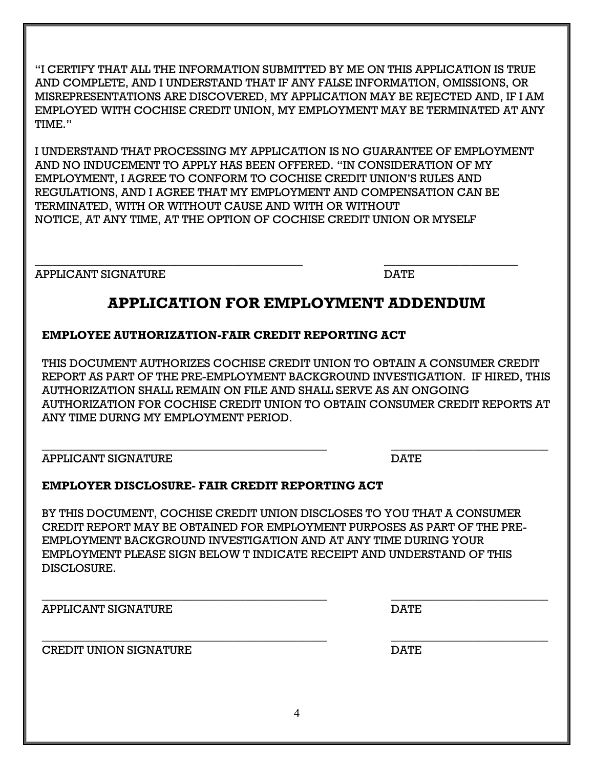"I CERTIFY THAT ALL THE INFORMATION SUBMITTED BY ME ON THIS APPLICATION IS TRUE AND COMPLETE, AND I UNDERSTAND THAT IF ANY FALSE INFORMATION, OMISSIONS, OR MISREPRESENTATIONS ARE DISCOVERED, MY APPLICATION MAY BE REJECTED AND, IF I AM EMPLOYED WITH COCHISE CREDIT UNION, MY EMPLOYMENT MAY BE TERMINATED AT ANY TIME."

I UNDERSTAND THAT PROCESSING MY APPLICATION IS NO GUARANTEE OF EMPLOYMENT AND NO INDUCEMENT TO APPLY HAS BEEN OFFERED. "IN CONSIDERATION OF MY EMPLOYMENT, I AGREE TO CONFORM TO COCHISE CREDIT UNION'S RULES AND REGULATIONS, AND I AGREE THAT MY EMPLOYMENT AND COMPENSATION CAN BE TERMINATED, WITH OR WITHOUT CAUSE AND WITH OR WITHOUT NOTICE, AT ANY TIME, AT THE OPTION OF COCHISE CREDIT UNION OR MYSELF

_____________________________________________ ______________________

APPLICANT SIGNATURE DATE

# APPLICATION FOR EMPLOYMENT ADDENDUM

**EMPLOYEE AUTHORIZATION-FAIR CREDIT REPORTING ACT**

THIS DOCUMENT AUTHORIZES COCHISE CREDIT UNION TO OBTAIN A CONSUMER CREDIT REPORT AS PART OF THE PRE-EMPLOYMENT BACKGROUND INVESTIGATION. IF HIRED, THIS AUTHORIZATION SHALL REMAIN ON FILE AND SHALL SERVE AS AN ONGOING AUTHORIZATION FOR COCHISE CREDIT UNION TO OBTAIN CONSUMER CREDIT REPORTS AT ANY TIME DURNG MY EMPLOYMENT PERIOD.

_____________________________________________ ______________________

APPLICANT SIGNATURE DATE

**EMPLOYER DISCLOSURE- FAIR CREDIT REPORTING ACT**

BY THIS DOCUMENT, COCHISE CREDIT UNION DISCLOSES TO YOU THAT A CONSUMER CREDIT REPORT MAY BE OBTAINED FOR EMPLOYMENT PURPOSES AS PART OF THE PRE-EMPLOYMENT BACKGROUND INVESTIGATION AND AT ANY TIME DURING YOUR EMPLOYMENT PLEASE SIGN BELOW T INDICATE RECEIPT AND UNDERSTAND OF THIS DISCLOSURE.

_____________________________________________ ______________________

APPLICANT SIGNATURE DATE

_____________________________________________ ______________________

CREDIT UNION SIGNATURE DATE